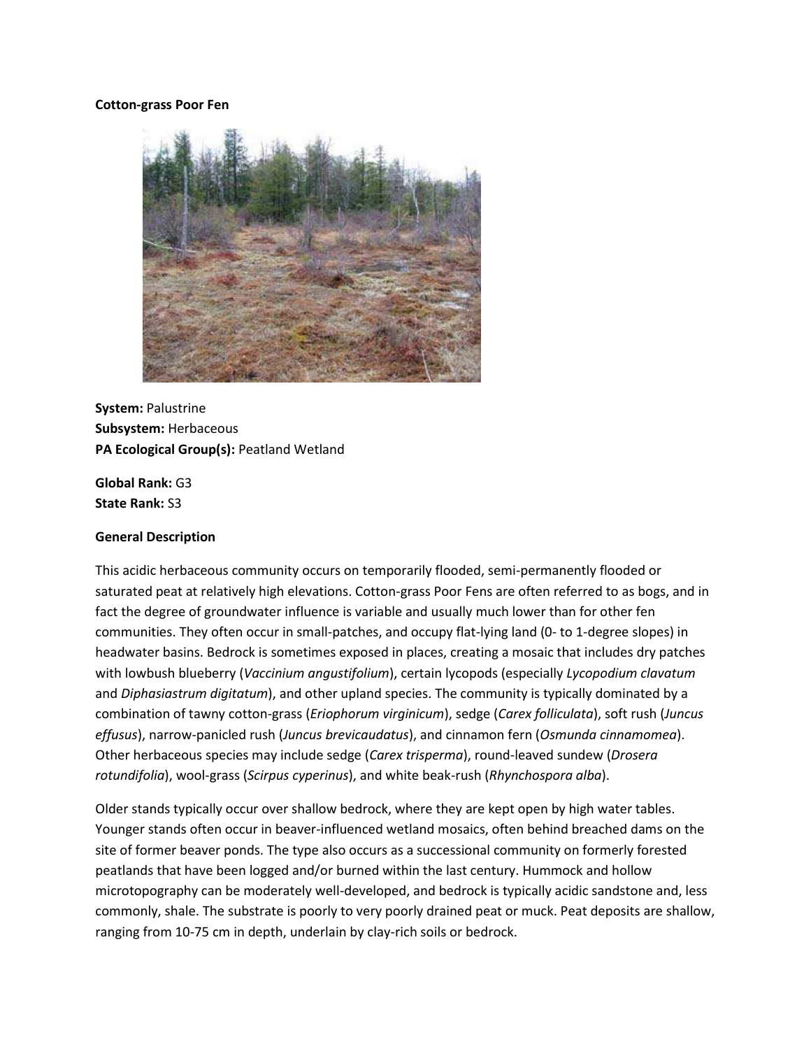**Cotton-grass Poor Fen**

**System:** Palustrine
**Subsystem:** Herbaceous
**PA Ecological Group(s):** Peatland Wetland

**Global Rank:** G3
**State Rank:** S3

**General Description**

This acidic herbaceous community occurs on temporarily flooded, semi-permanently flooded or saturated peat at relatively high elevations. Cotton-grass Poor Fens are often referred to as bogs, and in fact the degree of groundwater influence is variable and usually much lower than for other fen communities. They often occur in small-patches, and occupy flat-lying land (0- to 1-degree slopes) in headwater basins. Bedrock is sometimes exposed in places, creating a mosaic that includes dry patches with lowbush blueberry (*Vaccinium angustifolium*), certain lycopods (especially *Lycopodium clavatum* and *Diphasiastrum digitatum*), and other upland species. The community is typically dominated by a combination of tawny cotton-grass (*Eriophorum virginicum*), sedge (*Carex folliculata*), soft rush (*Juncus effusus*), narrow-panicled rush (*Juncus brevicaudatus*), and cinnamon fern (*Osmunda cinnamomea*). Other herbaceous species may include sedge (*Carex trisperma*), round-leaved sundew (*Drosera rotundifolia*), wool-grass (*Scirpus cyperinus*), and white beak-rush (*Rhynchospora alba*).

Older stands typically occur over shallow bedrock, where they are kept open by high water tables. Younger stands often occur in beaver-influenced wetland mosaics, often behind breached dams on the site of former beaver ponds. The type also occurs as a successional community on formerly forested peatlands that have been logged and/or burned within the last century. Hummock and hollow microtopography can be moderately well-developed, and bedrock is typically acidic sandstone and, less commonly, shale. The substrate is poorly to very poorly drained peat or muck. Peat deposits are shallow, ranging from 10-75 cm in depth, underlain by clay-rich soils or bedrock.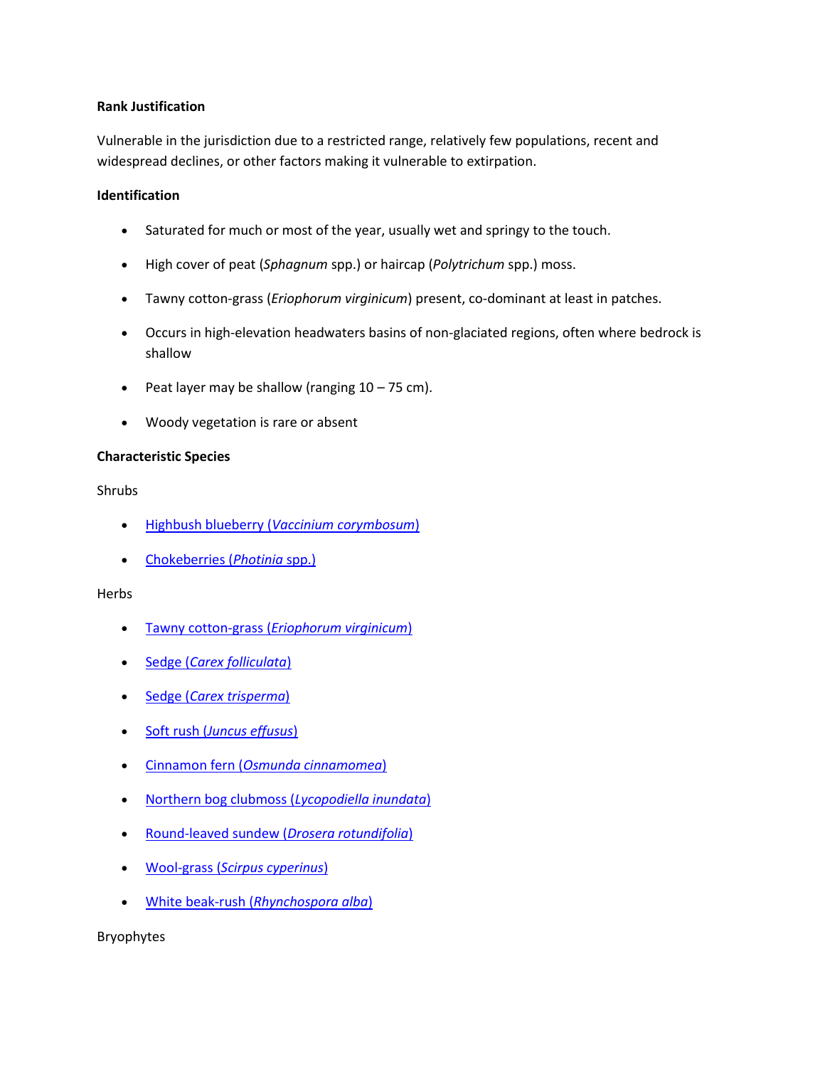**Rank Justification**

Vulnerable in the jurisdiction due to a restricted range, relatively few populations, recent and widespread declines, or other factors making it vulnerable to extirpation.

**Identification**

- Saturated for much or most of the year, usually wet and springy to the touch.
- High cover of peat (*Sphagnum* spp.) or haircap (*Polytrichum* spp.) moss.
- Tawny cotton-grass (*Eriophorum virginicum*) present, co-dominant at least in patches.
- Occurs in high-elevation headwaters basins of non-glaciated regions, often where bedrock is shallow
- Peat layer may be shallow (ranging 10 – 75 cm).
- Woody vegetation is rare or absent

**Characteristic Species**

Shrubs

- Highbush blueberry (*Vaccinium corymbosum*)
- Chokeberries (*Photinia* spp.)

Herbs

- Tawny cotton-grass (*Eriophorum virginicum*)
- Sedge (*Carex folliculata*)
- Sedge (*Carex trisperma*)
- Soft rush (*Juncus effusus*)
- Cinnamon fern (*Osmunda cinnamomea*)
- Northern bog clubmoss (*Lycopodiella inundata*)
- Round-leaved sundew (*Drosera rotundifolia*)
- Wool-grass (*Scirpus cyperinus*)
- White beak-rush (*Rhynchospora alba*)

Bryophytes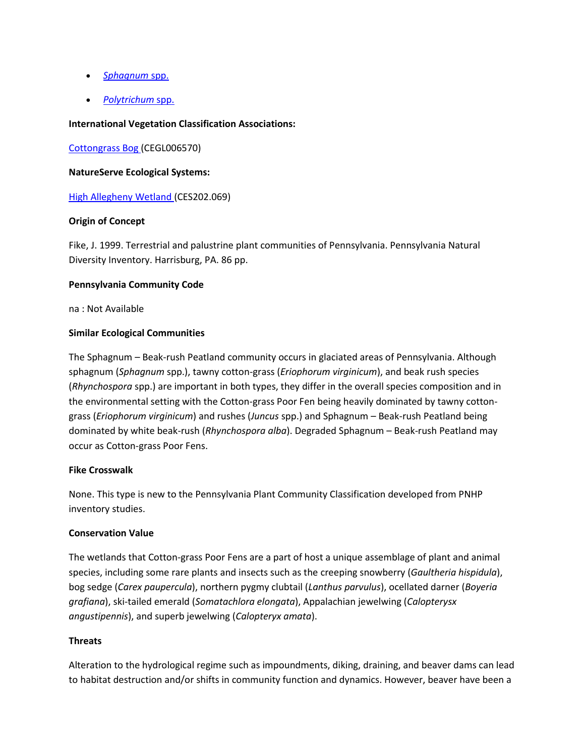- [*Sphagnum* spp.]()
- [*Polytrichum* spp.]()

**International Vegetation Classification Associations:**

[Cottongrass Bog ]() (CEGL006570)

**NatureServe Ecological Systems:**

[High Allegheny Wetland ]() (CES202.069)

**Origin of Concept**

Fike, J. 1999. Terrestrial and palustrine plant communities of Pennsylvania. Pennsylvania Natural Diversity Inventory. Harrisburg, PA. 86 pp.

**Pennsylvania Community Code**

na : Not Available

**Similar Ecological Communities**

The Sphagnum – Beak-rush Peatland community occurs in glaciated areas of Pennsylvania. Although sphagnum (*Sphagnum* spp.), tawny cotton-grass (*Eriophorum virginicum*), and beak rush species (*Rhynchospora* spp.) are important in both types, they differ in the overall species composition and in the environmental setting with the Cotton-grass Poor Fen being heavily dominated by tawny cotton-grass (*Eriophorum virginicum*) and rushes (*Juncus* spp.) and Sphagnum – Beak-rush Peatland being dominated by white beak-rush (*Rhynchospora alba*). Degraded Sphagnum – Beak-rush Peatland may occur as Cotton-grass Poor Fens.

**Fike Crosswalk**

None. This type is new to the Pennsylvania Plant Community Classification developed from PNHP inventory studies.

**Conservation Value**

The wetlands that Cotton-grass Poor Fens are a part of host a unique assemblage of plant and animal species, including some rare plants and insects such as the creeping snowberry (*Gaultheria hispidula*), bog sedge (*Carex paupercula*), northern pygmy clubtail (*Lanthus parvulus*), ocellated darner (*Boyeria grafiana*), ski-tailed emerald (*Somatachlora elongata*), Appalachian jewelwing (*Calopterysx angustipennis*), and superb jewelwing (*Calopteryx amata*).

**Threats**

Alteration to the hydrological regime such as impoundments, diking, draining, and beaver dams can lead to habitat destruction and/or shifts in community function and dynamics. However, beaver have been a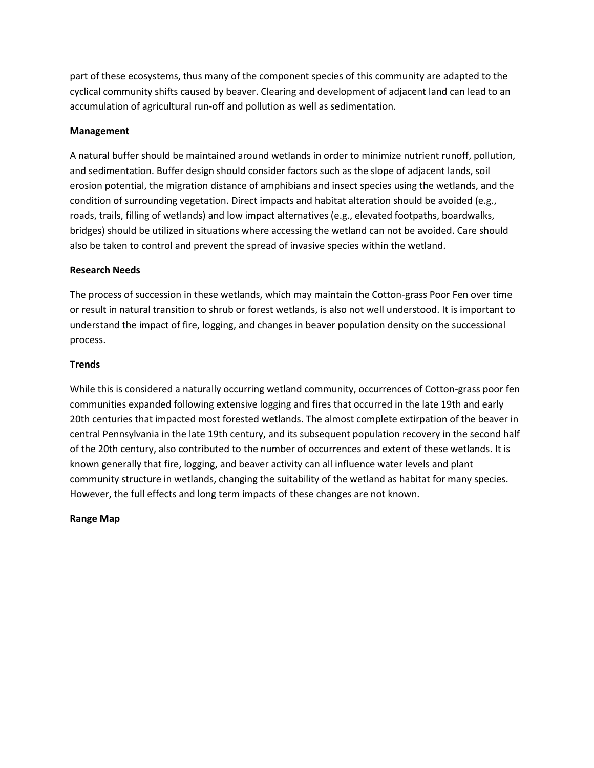part of these ecosystems, thus many of the component species of this community are adapted to the cyclical community shifts caused by beaver. Clearing and development of adjacent land can lead to an accumulation of agricultural run-off and pollution as well as sedimentation.

**Management**

A natural buffer should be maintained around wetlands in order to minimize nutrient runoff, pollution, and sedimentation. Buffer design should consider factors such as the slope of adjacent lands, soil erosion potential, the migration distance of amphibians and insect species using the wetlands, and the condition of surrounding vegetation. Direct impacts and habitat alteration should be avoided (e.g., roads, trails, filling of wetlands) and low impact alternatives (e.g., elevated footpaths, boardwalks, bridges) should be utilized in situations where accessing the wetland can not be avoided. Care should also be taken to control and prevent the spread of invasive species within the wetland.

**Research Needs**

The process of succession in these wetlands, which may maintain the Cotton-grass Poor Fen over time or result in natural transition to shrub or forest wetlands, is also not well understood. It is important to understand the impact of fire, logging, and changes in beaver population density on the successional process.

**Trends**

While this is considered a naturally occurring wetland community, occurrences of Cotton-grass poor fen communities expanded following extensive logging and fires that occurred in the late 19th and early 20th centuries that impacted most forested wetlands. The almost complete extirpation of the beaver in central Pennsylvania in the late 19th century, and its subsequent population recovery in the second half of the 20th century, also contributed to the number of occurrences and extent of these wetlands. It is known generally that fire, logging, and beaver activity can all influence water levels and plant community structure in wetlands, changing the suitability of the wetland as habitat for many species. However, the full effects and long term impacts of these changes are not known.

**Range Map**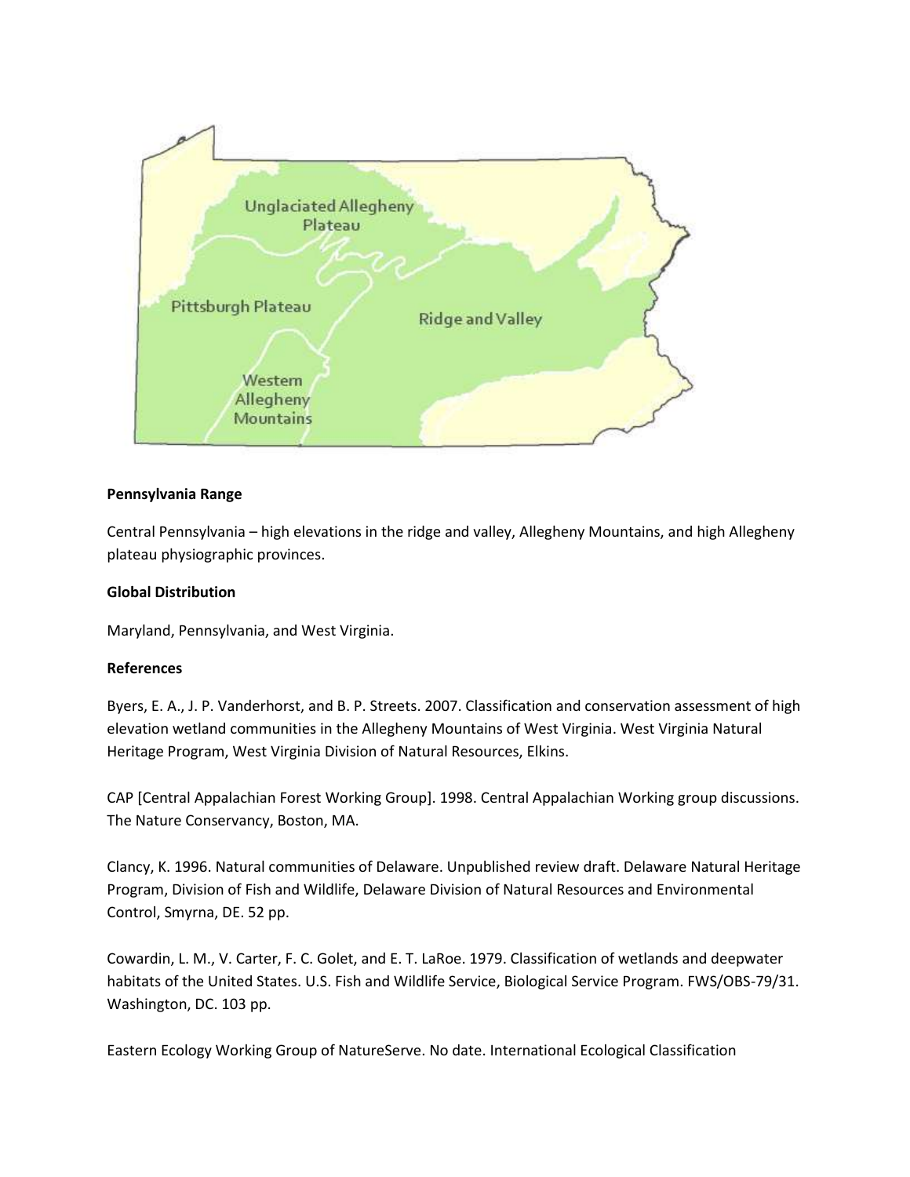**Pennsylvania Range**

Central Pennsylvania – high elevations in the ridge and valley, Allegheny Mountains, and high Allegheny plateau physiographic provinces.

**Global Distribution**

Maryland, Pennsylvania, and West Virginia.

**References**

Byers, E. A., J. P. Vanderhorst, and B. P. Streets. 2007. Classification and conservation assessment of high elevation wetland communities in the Allegheny Mountains of West Virginia. West Virginia Natural Heritage Program, West Virginia Division of Natural Resources, Elkins.

CAP [Central Appalachian Forest Working Group]. 1998. Central Appalachian Working group discussions. The Nature Conservancy, Boston, MA.

Clancy, K. 1996. Natural communities of Delaware. Unpublished review draft. Delaware Natural Heritage Program, Division of Fish and Wildlife, Delaware Division of Natural Resources and Environmental Control, Smyrna, DE. 52 pp.

Cowardin, L. M., V. Carter, F. C. Golet, and E. T. LaRoe. 1979. Classification of wetlands and deepwater habitats of the United States. U.S. Fish and Wildlife Service, Biological Service Program. FWS/OBS-79/31. Washington, DC. 103 pp.

Eastern Ecology Working Group of NatureServe. No date. International Ecological Classification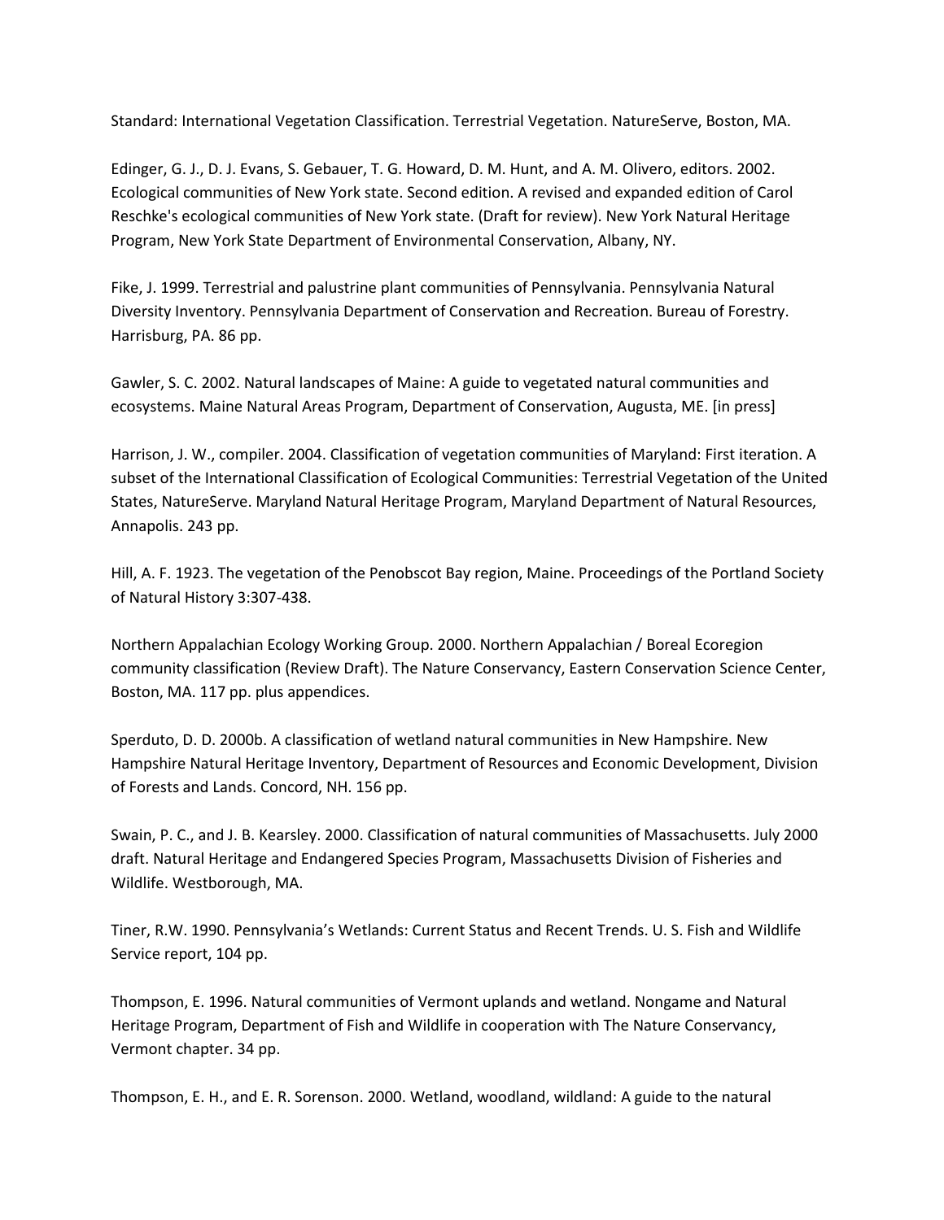Standard: International Vegetation Classification. Terrestrial Vegetation. NatureServe, Boston, MA.

Edinger, G. J., D. J. Evans, S. Gebauer, T. G. Howard, D. M. Hunt, and A. M. Olivero, editors. 2002. Ecological communities of New York state. Second edition. A revised and expanded edition of Carol Reschke's ecological communities of New York state. (Draft for review). New York Natural Heritage Program, New York State Department of Environmental Conservation, Albany, NY.

Fike, J. 1999. Terrestrial and palustrine plant communities of Pennsylvania. Pennsylvania Natural Diversity Inventory. Pennsylvania Department of Conservation and Recreation. Bureau of Forestry. Harrisburg, PA. 86 pp.

Gawler, S. C. 2002. Natural landscapes of Maine: A guide to vegetated natural communities and ecosystems. Maine Natural Areas Program, Department of Conservation, Augusta, ME. [in press]

Harrison, J. W., compiler. 2004. Classification of vegetation communities of Maryland: First iteration. A subset of the International Classification of Ecological Communities: Terrestrial Vegetation of the United States, NatureServe. Maryland Natural Heritage Program, Maryland Department of Natural Resources, Annapolis. 243 pp.

Hill, A. F. 1923. The vegetation of the Penobscot Bay region, Maine. Proceedings of the Portland Society of Natural History 3:307-438.

Northern Appalachian Ecology Working Group. 2000. Northern Appalachian / Boreal Ecoregion community classification (Review Draft). The Nature Conservancy, Eastern Conservation Science Center, Boston, MA. 117 pp. plus appendices.

Sperduto, D. D. 2000b. A classification of wetland natural communities in New Hampshire. New Hampshire Natural Heritage Inventory, Department of Resources and Economic Development, Division of Forests and Lands. Concord, NH. 156 pp.

Swain, P. C., and J. B. Kearsley. 2000. Classification of natural communities of Massachusetts. July 2000 draft. Natural Heritage and Endangered Species Program, Massachusetts Division of Fisheries and Wildlife. Westborough, MA.

Tiner, R.W. 1990. Pennsylvania's Wetlands: Current Status and Recent Trends. U. S. Fish and Wildlife Service report, 104 pp.

Thompson, E. 1996. Natural communities of Vermont uplands and wetland. Nongame and Natural Heritage Program, Department of Fish and Wildlife in cooperation with The Nature Conservancy, Vermont chapter. 34 pp.

Thompson, E. H., and E. R. Sorenson. 2000. Wetland, woodland, wildland: A guide to the natural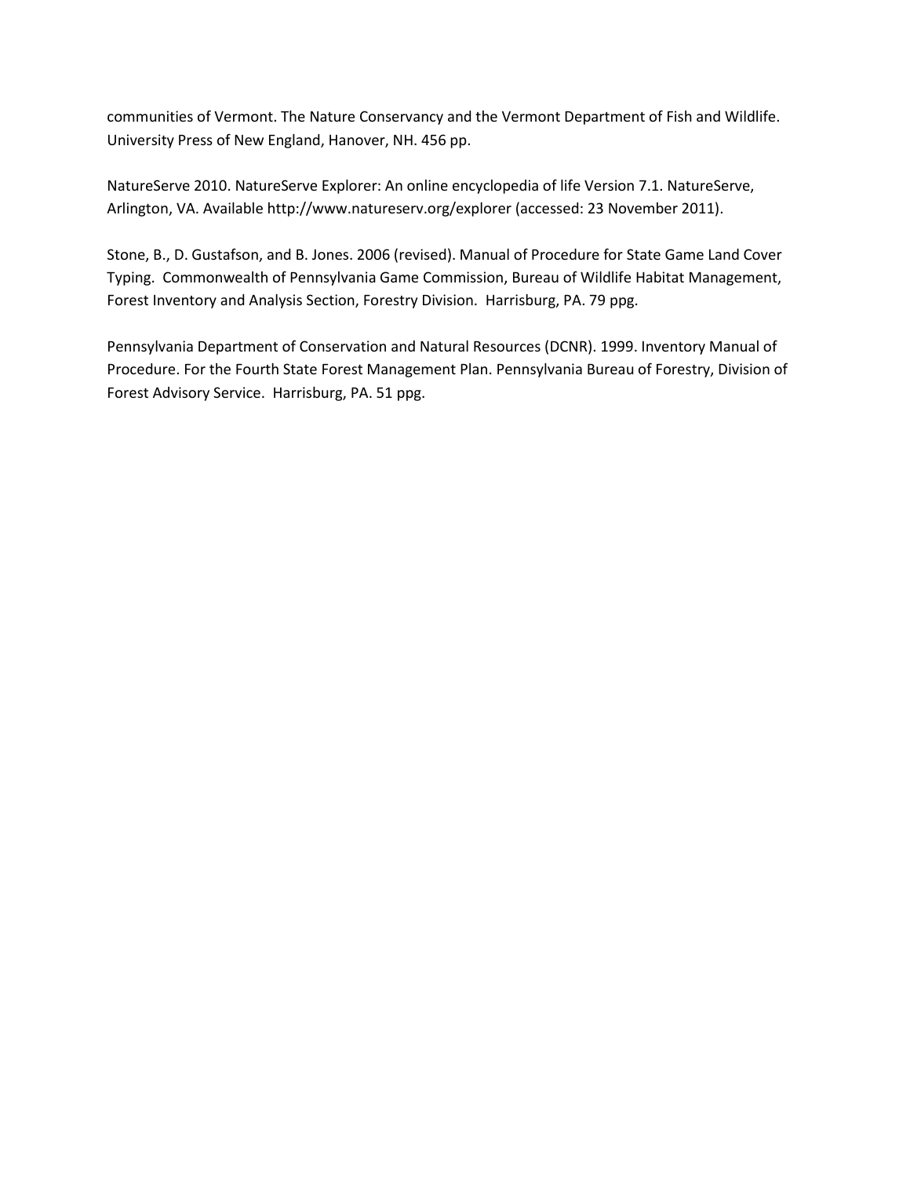communities of Vermont. The Nature Conservancy and the Vermont Department of Fish and Wildlife. University Press of New England, Hanover, NH. 456 pp.

NatureServe 2010. NatureServe Explorer: An online encyclopedia of life Version 7.1. NatureServe, Arlington, VA. Available http://www.natureserv.org/explorer (accessed: 23 November 2011).

Stone, B., D. Gustafson, and B. Jones. 2006 (revised). Manual of Procedure for State Game Land Cover Typing. Commonwealth of Pennsylvania Game Commission, Bureau of Wildlife Habitat Management, Forest Inventory and Analysis Section, Forestry Division. Harrisburg, PA. 79 ppg.

Pennsylvania Department of Conservation and Natural Resources (DCNR). 1999. Inventory Manual of Procedure. For the Fourth State Forest Management Plan. Pennsylvania Bureau of Forestry, Division of Forest Advisory Service. Harrisburg, PA. 51 ppg.